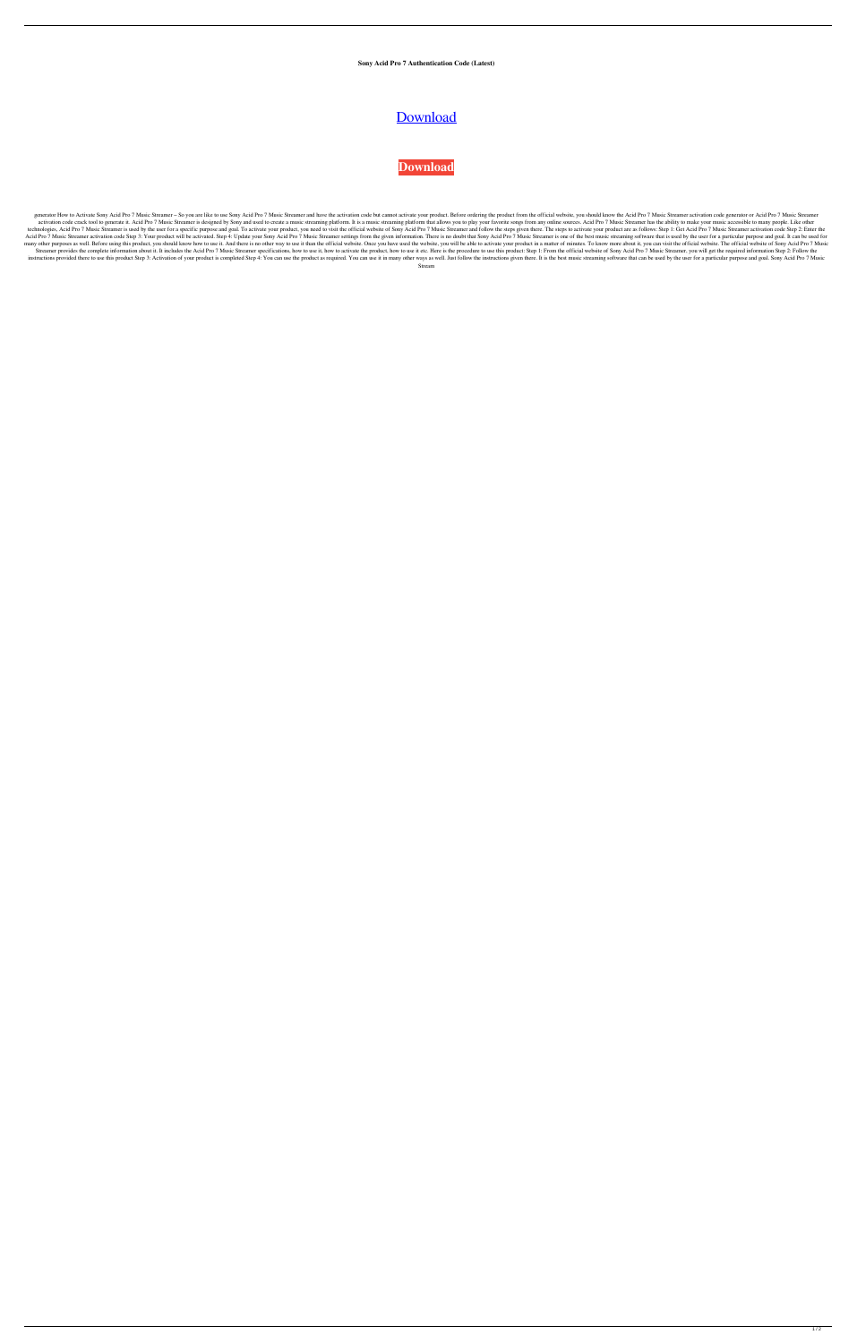**Sony Acid Pro 7 Authentication Code (Latest)**

Download

**Download**

generator How to Activate Sony Acid Pro 7 Music Streamer – So you are like to use Sony Acid Pro 7 Music Streamer and have the activation code but cannot activate your product. Before ordering the product from the official website, you should know the Acid Pro 7 Music Streamer activation code generator or Acid Pro 7 Music Streamer activation code crack tool to generate it. Acid Pro 7 Music Streamer is designed by Sony and used to create a music streaming platform. It is a music streaming platform that allows you to play your favorite songs from any online sources. Acid Pro 7 Music Streamer has the ability to make your music accessible to many people. Like other technologies, Acid Pro 7 Music Streamer is used by the user for a specific purpose and goal. To activate your product, you need to visit the official website of Sony Acid Pro 7 Music Streamer and follow the steps given there. The steps to activate your product are as follows: Step 1: Get Acid Pro 7 Music Streamer activation code Step 2: Enter the Acid Pro 7 Music Streamer activation code Step 3: Your product will be activated. Step 4: Update your Sony Acid Pro 7 Music Streamer settings from the given information. There is no doubt that Sony Acid Pro 7 Music Streamer is one of the best music streaming software that is used by the user for a particular purpose and goal. It can be used for many other purposes as well. Before using this product, you should know how to use it. And there is no other way to use it than the official website. Once you have used the website, you will be able to activate your product in a matter of minutes. To know more about it, you can visit the official website. The official website of Sony Acid Pro 7 Music Streamer provides the complete information about it. It includes the Acid Pro 7 Music Streamer specifications, how to use it, how to activate the product, how to use it etc. Here is the procedure to use this product: Step 1: From the official website of Sony Acid Pro 7 Music Streamer, you will get the required information Step 2: Follow the instructions provided there to use this product Step 3: Activation of your product is completed Step 4: You can use the product as required. You can use it in many other ways as well. Just follow the instructions given there. It is the best music streaming software that can be used by the user for a particular purpose and goal. Sony Acid Pro 7 Music Stream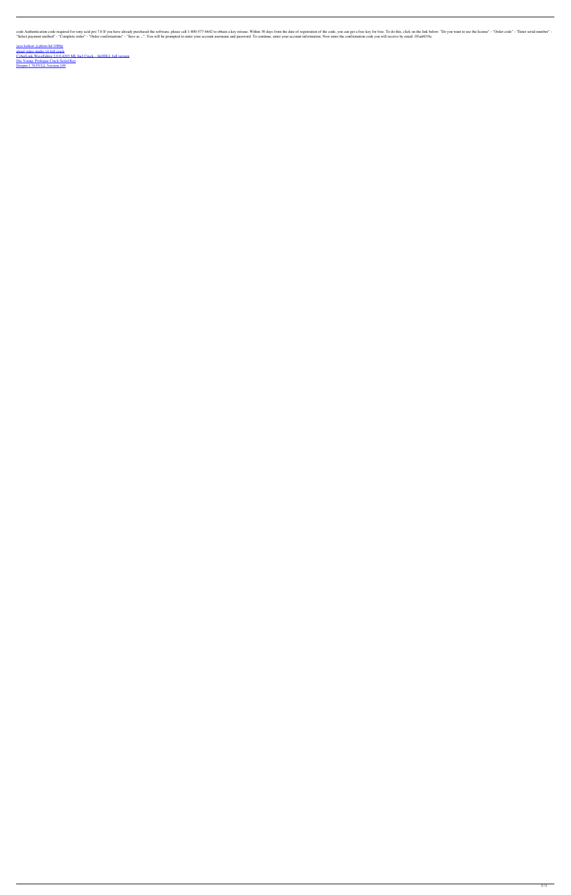code Authentication code required for sony acid pro 7.0 If you have already purchased the software, please call 1-800-577-6642 to obtain a key reissue. Within 30 days from the date of registration of the code, you can get a free key for free. To do this, click on the link below: "Do you want to use the license" - "Order code" - "Enter serial number" - "Select payment method" - "Complete order" - "Order confirmations" - "Save as ...". You will be prompted to enter your account username and password. To continue, enter your account information. Now enter the confirmation code you will receive by email. fffad4f19a

[jaya kishori ji photo hd 1080p]()
[ulead video studio 14 full crack]()
[CyberLink WaveEditor 2.0.0.4205 ML Incl Crack - AkiDLL full version]()
[Die Young: Prologue Crack Serial Key]()
[Dospm.1.78.FULL.Version.109]()